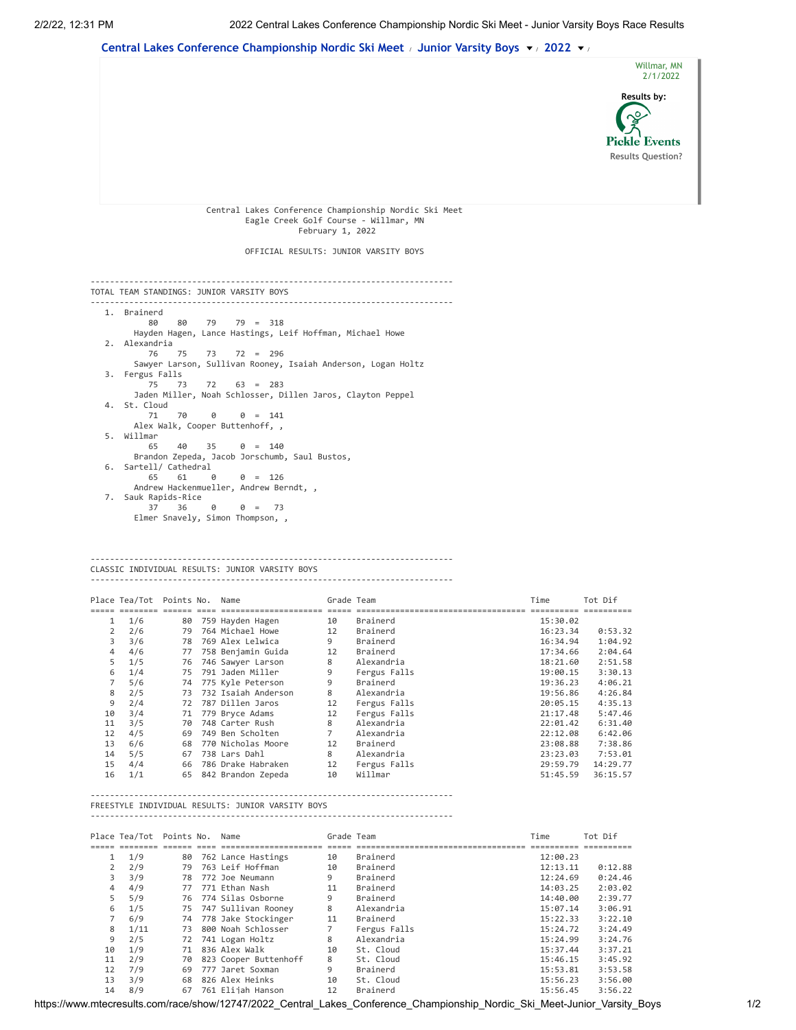Central Lakes Conference Championship Nordic Ski Meet / Junior Varsity Boys / 2022 /

Willmar, MN
2/1/2022

Results by:
Pickle Events
Results Question?

Central Lakes Conference Championship Nordic Ski Meet
Eagle Creek Golf Course - Willmar, MN
February 1, 2022

OFFICIAL RESULTS: JUNIOR VARSITY BOYS

## TOTAL TEAM STANDINGS: JUNIOR VARSITY BOYS

1. Brainerd
   80 80 79 79 = 318
   Hayden Hagen, Lance Hastings, Leif Hoffman, Michael Howe
2. Alexandria
   76 75 73 72 = 296
   Sawyer Larson, Sullivan Rooney, Isaiah Anderson, Logan Holtz
3. Fergus Falls
   75 73 72 63 = 283
   Jaden Miller, Noah Schlosser, Dillen Jaros, Clayton Peppel
4. St. Cloud
   71 70 0 0 = 141
   Alex Walk, Cooper Buttenhoff, ,
5. Willmar
   65 40 35 0 = 140
   Brandon Zepeda, Jacob Jorschumb, Saul Bustos,
6. Sartell/ Cathedral
   65 61 0 0 = 126
   Andrew Hackenmueller, Andrew Berndt, ,
7. Sauk Rapids-Rice
   37 36 0 0 = 73
   Elmer Snavely, Simon Thompson, ,

## CLASSIC INDIVIDUAL RESULTS: JUNIOR VARSITY BOYS

| Place | Tea/Tot | Points | No. | Name | Grade | Team | Time | Tot Dif |
|---|---|---|---|---|---|---|---|---|
| 1 | 1/6 | 80 | 759 | Hayden Hagen | 10 | Brainerd | 15:30.02 | |
| 2 | 2/6 | 79 | 764 | Michael Howe | 12 | Brainerd | 16:23.34 | 0:53.32 |
| 3 | 3/6 | 78 | 769 | Alex Lelwica | 9 | Brainerd | 16:34.94 | 1:04.92 |
| 4 | 4/6 | 77 | 758 | Benjamin Guida | 12 | Brainerd | 17:34.66 | 2:04.64 |
| 5 | 1/5 | 76 | 746 | Sawyer Larson | 8 | Alexandria | 18:21.60 | 2:51.58 |
| 6 | 1/4 | 75 | 791 | Jaden Miller | 9 | Fergus Falls | 19:00.15 | 3:30.13 |
| 7 | 5/6 | 74 | 775 | Kyle Peterson | 9 | Brainerd | 19:36.23 | 4:06.21 |
| 8 | 2/5 | 73 | 732 | Isaiah Anderson | 8 | Alexandria | 19:56.86 | 4:26.84 |
| 9 | 2/4 | 72 | 787 | Dillen Jaros | 12 | Fergus Falls | 20:05.15 | 4:35.13 |
| 10 | 3/4 | 71 | 779 | Bryce Adams | 12 | Fergus Falls | 21:17.48 | 5:47.46 |
| 11 | 3/5 | 70 | 748 | Carter Rush | 8 | Alexandria | 22:01.42 | 6:31.40 |
| 12 | 4/5 | 69 | 749 | Ben Scholten | 7 | Alexandria | 22:12.08 | 6:42.06 |
| 13 | 6/6 | 68 | 770 | Nicholas Moore | 12 | Brainerd | 23:08.88 | 7:38.86 |
| 14 | 5/5 | 67 | 738 | Lars Dahl | 8 | Alexandria | 23:23.03 | 7:53.01 |
| 15 | 4/4 | 66 | 786 | Drake Habraken | 12 | Fergus Falls | 29:59.79 | 14:29.77 |
| 16 | 1/1 | 65 | 842 | Brandon Zepeda | 10 | Willmar | 51:45.59 | 36:15.57 |

## FREESTYLE INDIVIDUAL RESULTS: JUNIOR VARSITY BOYS

| Place | Tea/Tot | Points | No. | Name | Grade | Team | Time | Tot Dif |
|---|---|---|---|---|---|---|---|---|
| 1 | 1/9 | 80 | 762 | Lance Hastings | 10 | Brainerd | 12:00.23 | |
| 2 | 2/9 | 79 | 763 | Leif Hoffman | 10 | Brainerd | 12:13.11 | 0:12.88 |
| 3 | 3/9 | 78 | 772 | Joe Neumann | 9 | Brainerd | 12:24.69 | 0:24.46 |
| 4 | 4/9 | 77 | 771 | Ethan Nash | 11 | Brainerd | 14:03.25 | 2:03.02 |
| 5 | 5/9 | 76 | 774 | Silas Osborne | 9 | Brainerd | 14:40.00 | 2:39.77 |
| 6 | 1/5 | 75 | 747 | Sullivan Rooney | 8 | Alexandria | 15:07.14 | 3:06.91 |
| 7 | 6/9 | 74 | 778 | Jake Stockinger | 11 | Brainerd | 15:22.33 | 3:22.10 |
| 8 | 1/11 | 73 | 800 | Noah Schlosser | 7 | Fergus Falls | 15:24.72 | 3:24.49 |
| 9 | 2/5 | 72 | 741 | Logan Holtz | 8 | Alexandria | 15:24.99 | 3:24.76 |
| 10 | 1/9 | 71 | 836 | Alex Walk | 10 | St. Cloud | 15:37.44 | 3:37.21 |
| 11 | 2/9 | 70 | 823 | Cooper Buttenhoff | 8 | St. Cloud | 15:46.15 | 3:45.92 |
| 12 | 7/9 | 69 | 777 | Jaret Soxman | 9 | Brainerd | 15:53.81 | 3:53.58 |
| 13 | 3/9 | 68 | 826 | Alex Heinks | 10 | St. Cloud | 15:56.23 | 3:56.00 |
| 14 | 8/9 | 67 | 761 | Elijah Hanson | 12 | Brainerd | 15:56.45 | 3:56.22 |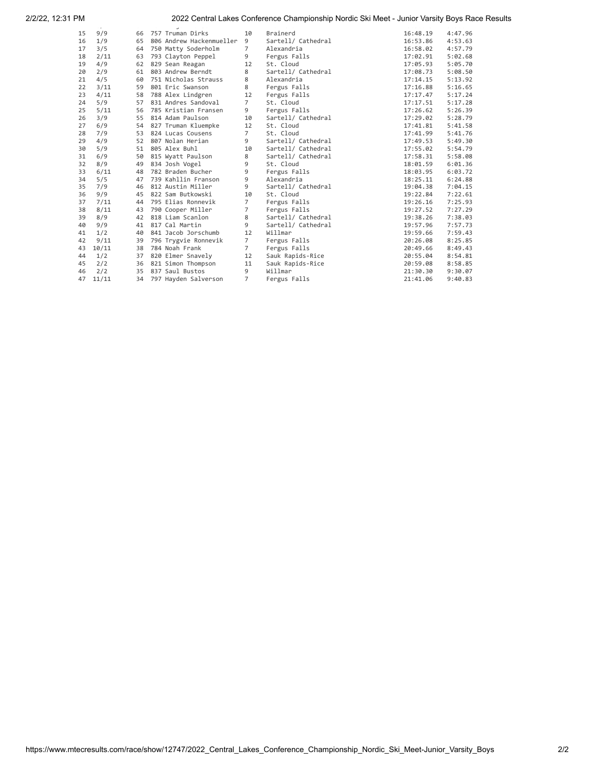| | | | | | | | |
|---|---|---|---|---|---|---|---|
| 15 | 9/9 | 66 | 757 Truman Dirks | 10 | Brainerd | 16:48.19 | 4:47.96 |
| 16 | 1/9 | 65 | 806 Andrew Hackenmueller | 9 | Sartell/ Cathedral | 16:53.86 | 4:53.63 |
| 17 | 3/5 | 64 | 750 Matty Soderholm | 7 | Alexandria | 16:58.02 | 4:57.79 |
| 18 | 2/11 | 63 | 793 Clayton Peppel | 9 | Fergus Falls | 17:02.91 | 5:02.68 |
| 19 | 4/9 | 62 | 829 Sean Reagan | 12 | St. Cloud | 17:05.93 | 5:05.70 |
| 20 | 2/9 | 61 | 803 Andrew Berndt | 8 | Sartell/ Cathedral | 17:08.73 | 5:08.50 |
| 21 | 4/5 | 60 | 751 Nicholas Strauss | 8 | Alexandria | 17:14.15 | 5:13.92 |
| 22 | 3/11 | 59 | 801 Eric Swanson | 8 | Fergus Falls | 17:16.88 | 5:16.65 |
| 23 | 4/11 | 58 | 788 Alex Lindgren | 12 | Fergus Falls | 17:17.47 | 5:17.24 |
| 24 | 5/9 | 57 | 831 Andres Sandoval | 7 | St. Cloud | 17:17.51 | 5:17.28 |
| 25 | 5/11 | 56 | 785 Kristian Fransen | 9 | Fergus Falls | 17:26.62 | 5:26.39 |
| 26 | 3/9 | 55 | 814 Adam Paulson | 10 | Sartell/ Cathedral | 17:29.02 | 5:28.79 |
| 27 | 6/9 | 54 | 827 Truman Kluempke | 12 | St. Cloud | 17:41.81 | 5:41.58 |
| 28 | 7/9 | 53 | 824 Lucas Cousens | 7 | St. Cloud | 17:41.99 | 5:41.76 |
| 29 | 4/9 | 52 | 807 Nolan Herian | 9 | Sartell/ Cathedral | 17:49.53 | 5:49.30 |
| 30 | 5/9 | 51 | 805 Alex Buhl | 10 | Sartell/ Cathedral | 17:55.02 | 5:54.79 |
| 31 | 6/9 | 50 | 815 Wyatt Paulson | 8 | Sartell/ Cathedral | 17:58.31 | 5:58.08 |
| 32 | 8/9 | 49 | 834 Josh Vogel | 9 | St. Cloud | 18:01.59 | 6:01.36 |
| 33 | 6/11 | 48 | 782 Braden Bucher | 9 | Fergus Falls | 18:03.95 | 6:03.72 |
| 34 | 5/5 | 47 | 739 Kahllin Franson | 9 | Alexandria | 18:25.11 | 6:24.88 |
| 35 | 7/9 | 46 | 812 Austin Miller | 9 | Sartell/ Cathedral | 19:04.38 | 7:04.15 |
| 36 | 9/9 | 45 | 822 Sam Butkowski | 10 | St. Cloud | 19:22.84 | 7:22.61 |
| 37 | 7/11 | 44 | 795 Elias Ronnevik | 7 | Fergus Falls | 19:26.16 | 7:25.93 |
| 38 | 8/11 | 43 | 790 Cooper Miller | 7 | Fergus Falls | 19:27.52 | 7:27.29 |
| 39 | 8/9 | 42 | 818 Liam Scanlon | 8 | Sartell/ Cathedral | 19:38.26 | 7:38.03 |
| 40 | 9/9 | 41 | 817 Cal Martin | 9 | Sartell/ Cathedral | 19:57.96 | 7:57.73 |
| 41 | 1/2 | 40 | 841 Jacob Jorschumb | 12 | Willmar | 19:59.66 | 7:59.43 |
| 42 | 9/11 | 39 | 796 Trygvie Ronnevik | 7 | Fergus Falls | 20:26.08 | 8:25.85 |
| 43 | 10/11 | 38 | 784 Noah Frank | 7 | Fergus Falls | 20:49.66 | 8:49.43 |
| 44 | 1/2 | 37 | 820 Elmer Snavely | 12 | Sauk Rapids-Rice | 20:55.04 | 8:54.81 |
| 45 | 2/2 | 36 | 821 Simon Thompson | 11 | Sauk Rapids-Rice | 20:59.08 | 8:58.85 |
| 46 | 2/2 | 35 | 837 Saul Bustos | 9 | Willmar | 21:30.30 | 9:30.07 |
| 47 | 11/11 | 34 | 797 Hayden Salverson | 7 | Fergus Falls | 21:41.06 | 9:40.83 |